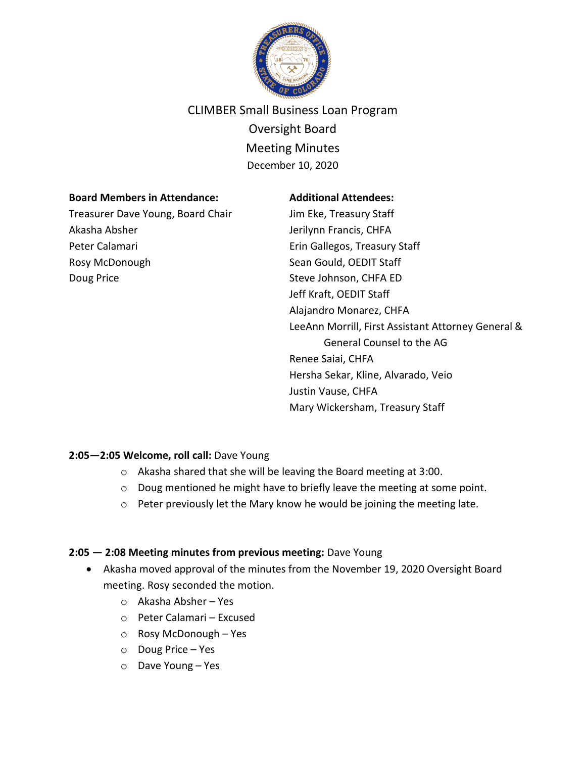# CLIMBER Small Business Loan Program

## Oversight Board

## Meeting Minutes

December 10, 2020

**Board Members in Attendance:**

Treasurer Dave Young, Board Chair
Akasha Absher
Peter Calamari
Rosy McDonough
Doug Price

**Additional Attendees:**

Jim Eke, Treasury Staff
Jerilynn Francis, CHFA
Erin Gallegos, Treasury Staff
Sean Gould, OEDIT Staff
Steve Johnson, CHFA ED
Jeff Kraft, OEDIT Staff
Alajandro Monarez, CHFA
LeeAnn Morrill, First Assistant Attorney General & General Counsel to the AG
Renee Saiai, CHFA
Hersha Sekar, Kline, Alvarado, Veio
Justin Vause, CHFA
Mary Wickersham, Treasury Staff

**2:05—2:05 Welcome, roll call:** Dave Young

- Akasha shared that she will be leaving the Board meeting at 3:00.
- Doug mentioned he might have to briefly leave the meeting at some point.
- Peter previously let the Mary know he would be joining the meeting late.

**2:05 — 2:08 Meeting minutes from previous meeting:** Dave Young

- Akasha moved approval of the minutes from the November 19, 2020 Oversight Board meeting. Rosy seconded the motion.
  - Akasha Absher – Yes
  - Peter Calamari – Excused
  - Rosy McDonough – Yes
  - Doug Price – Yes
  - Dave Young – Yes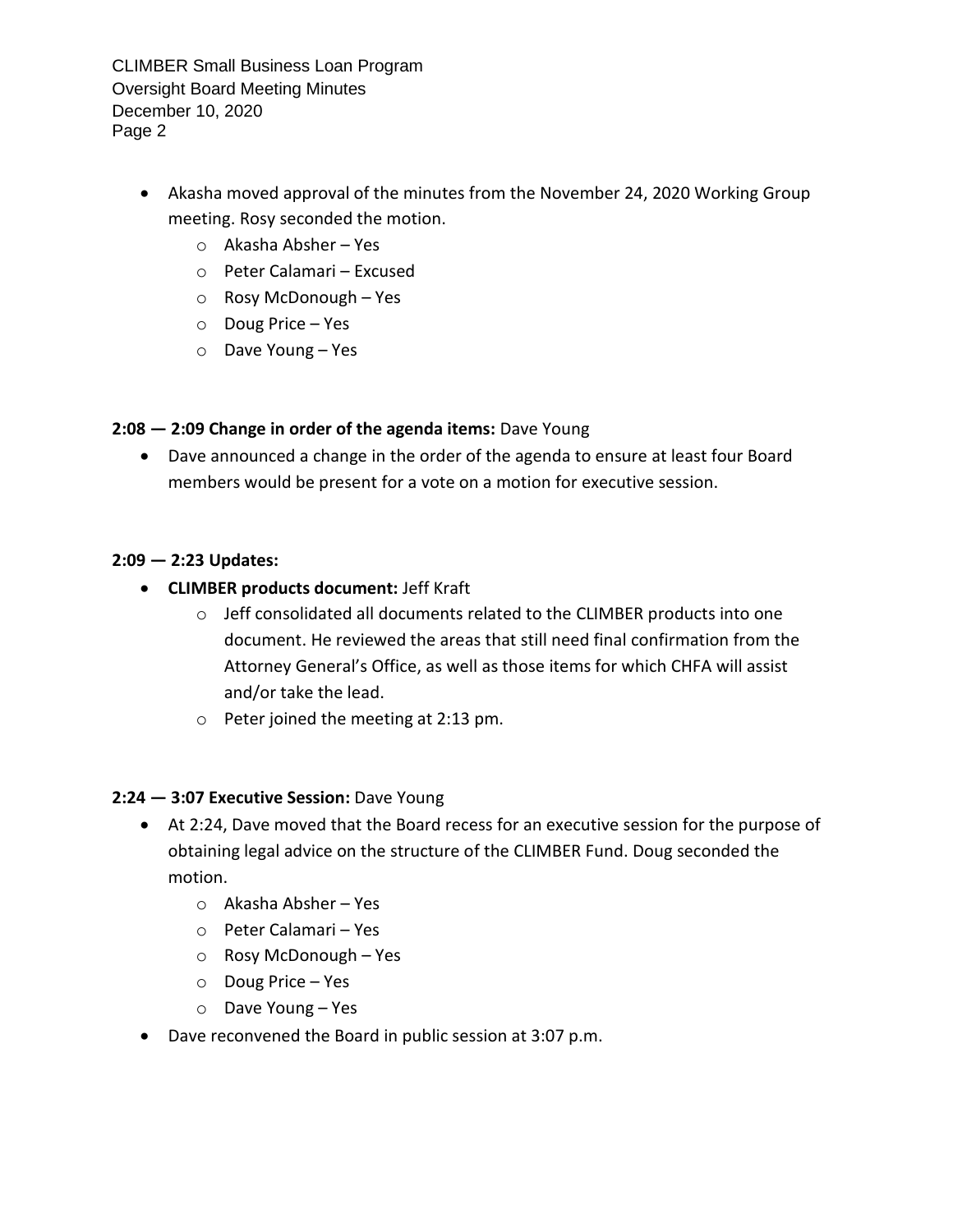- Akasha moved approval of the minutes from the November 24, 2020 Working Group meeting. Rosy seconded the motion.
  - Akasha Absher – Yes
  - Peter Calamari – Excused
  - Rosy McDonough – Yes
  - Doug Price – Yes
  - Dave Young – Yes

**2:08 — 2:09 Change in order of the agenda items:** Dave Young

- Dave announced a change in the order of the agenda to ensure at least four Board members would be present for a vote on a motion for executive session.

**2:09 — 2:23 Updates:**

- **CLIMBER products document:** Jeff Kraft
  - Jeff consolidated all documents related to the CLIMBER products into one document. He reviewed the areas that still need final confirmation from the Attorney General's Office, as well as those items for which CHFA will assist and/or take the lead.
  - Peter joined the meeting at 2:13 pm.

**2:24 — 3:07 Executive Session:** Dave Young

- At 2:24, Dave moved that the Board recess for an executive session for the purpose of obtaining legal advice on the structure of the CLIMBER Fund. Doug seconded the motion.
  - Akasha Absher – Yes
  - Peter Calamari – Yes
  - Rosy McDonough – Yes
  - Doug Price – Yes
  - Dave Young – Yes
- Dave reconvened the Board in public session at 3:07 p.m.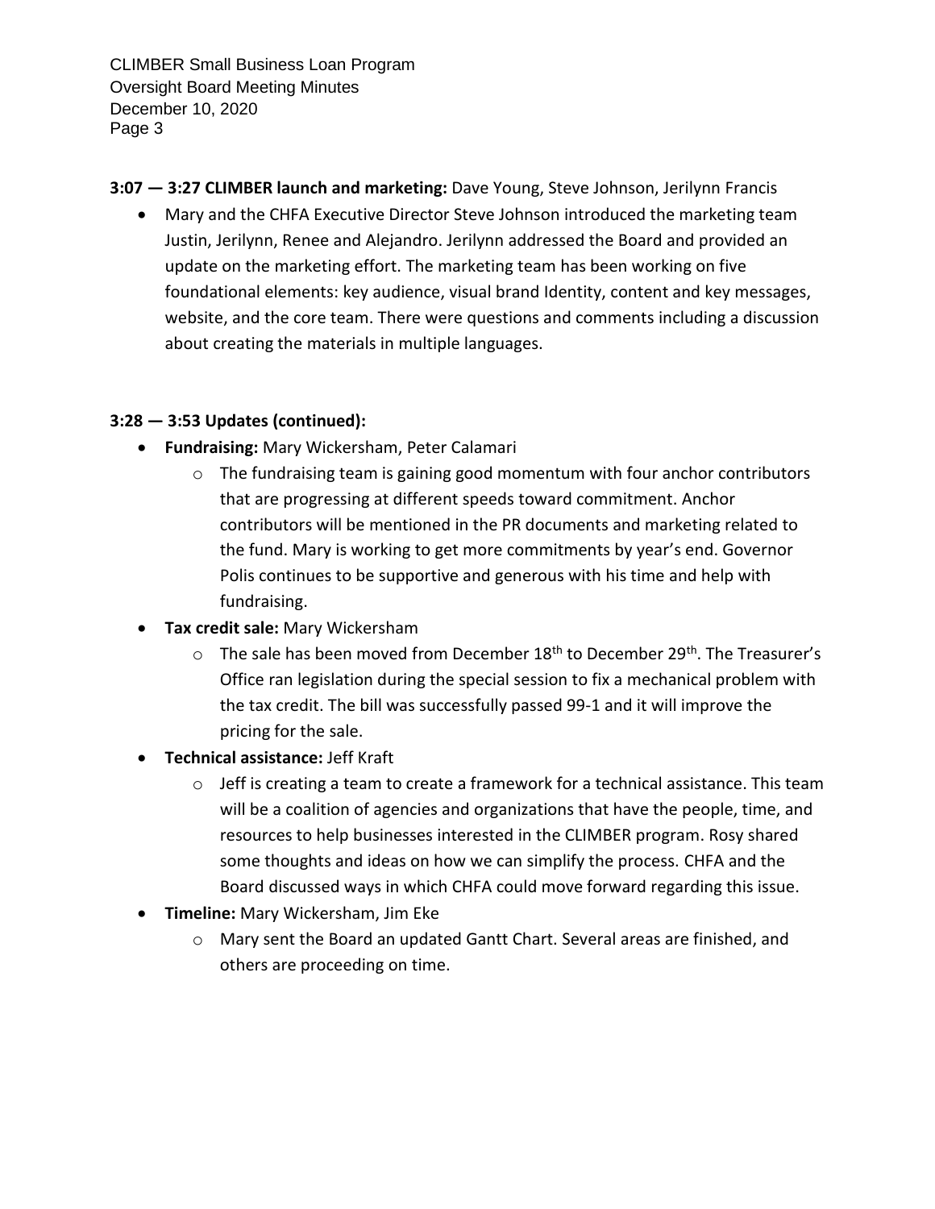**3:07 — 3:27 CLIMBER launch and marketing:** Dave Young, Steve Johnson, Jerilynn Francis

- Mary and the CHFA Executive Director Steve Johnson introduced the marketing team Justin, Jerilynn, Renee and Alejandro. Jerilynn addressed the Board and provided an update on the marketing effort. The marketing team has been working on five foundational elements: key audience, visual brand Identity, content and key messages, website, and the core team. There were questions and comments including a discussion about creating the materials in multiple languages.

**3:28 — 3:53 Updates (continued):**

- **Fundraising:** Mary Wickersham, Peter Calamari
  - The fundraising team is gaining good momentum with four anchor contributors that are progressing at different speeds toward commitment. Anchor contributors will be mentioned in the PR documents and marketing related to the fund. Mary is working to get more commitments by year's end. Governor Polis continues to be supportive and generous with his time and help with fundraising.
- **Tax credit sale:** Mary Wickersham
  - The sale has been moved from December 18th to December 29th. The Treasurer's Office ran legislation during the special session to fix a mechanical problem with the tax credit. The bill was successfully passed 99-1 and it will improve the pricing for the sale.
- **Technical assistance:** Jeff Kraft
  - Jeff is creating a team to create a framework for a technical assistance. This team will be a coalition of agencies and organizations that have the people, time, and resources to help businesses interested in the CLIMBER program. Rosy shared some thoughts and ideas on how we can simplify the process. CHFA and the Board discussed ways in which CHFA could move forward regarding this issue.
- **Timeline:** Mary Wickersham, Jim Eke
  - Mary sent the Board an updated Gantt Chart. Several areas are finished, and others are proceeding on time.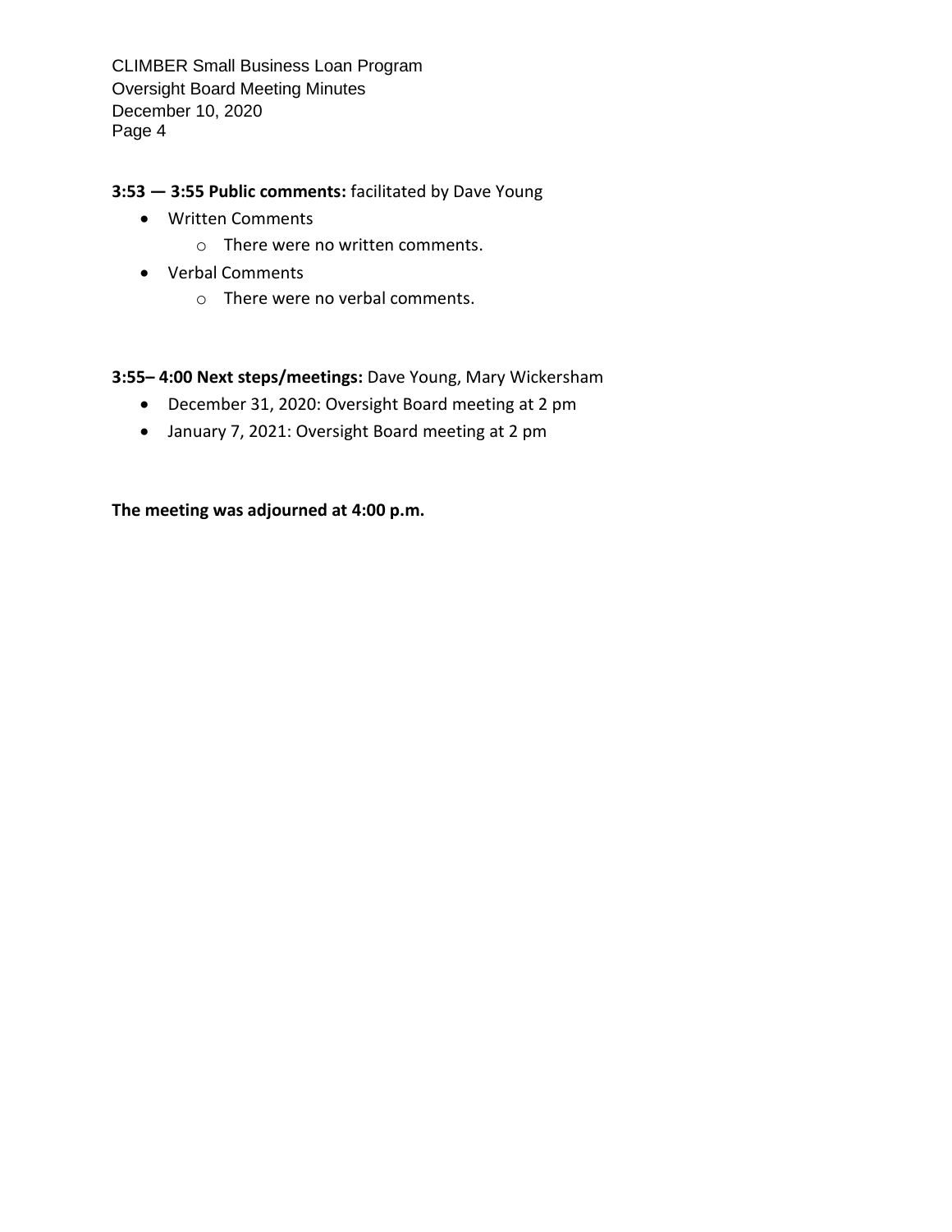**3:53 — 3:55 Public comments:** facilitated by Dave Young

- Written Comments
    - There were no written comments.
- Verbal Comments
    - There were no verbal comments.

**3:55– 4:00 Next steps/meetings:** Dave Young, Mary Wickersham

- December 31, 2020: Oversight Board meeting at 2 pm
- January 7, 2021: Oversight Board meeting at 2 pm

**The meeting was adjourned at 4:00 p.m.**